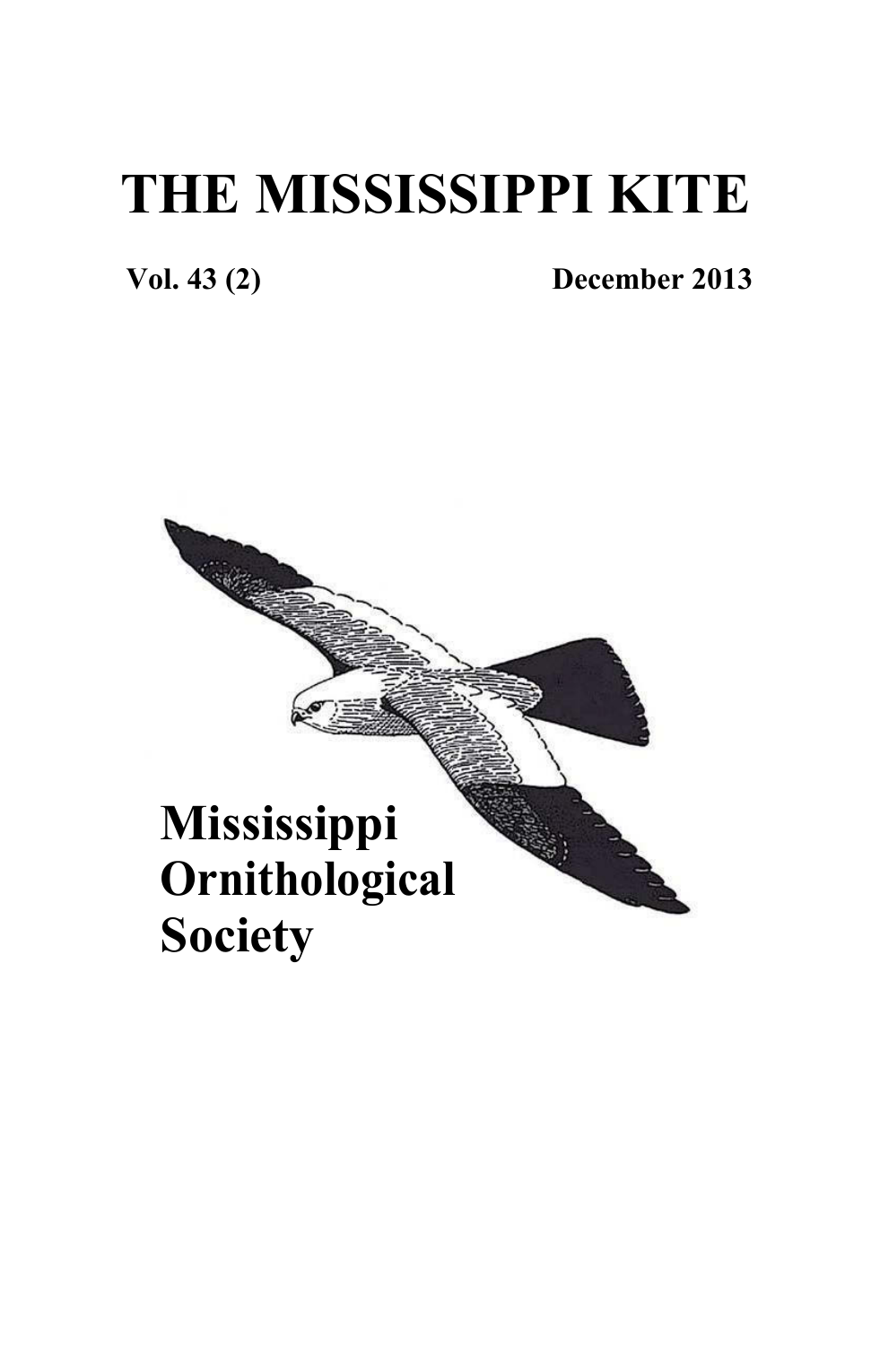# THE MISSISSIPPI KITE

**Vol. 43 (2)** **December 2013**

**Mississippi Ornithological Society**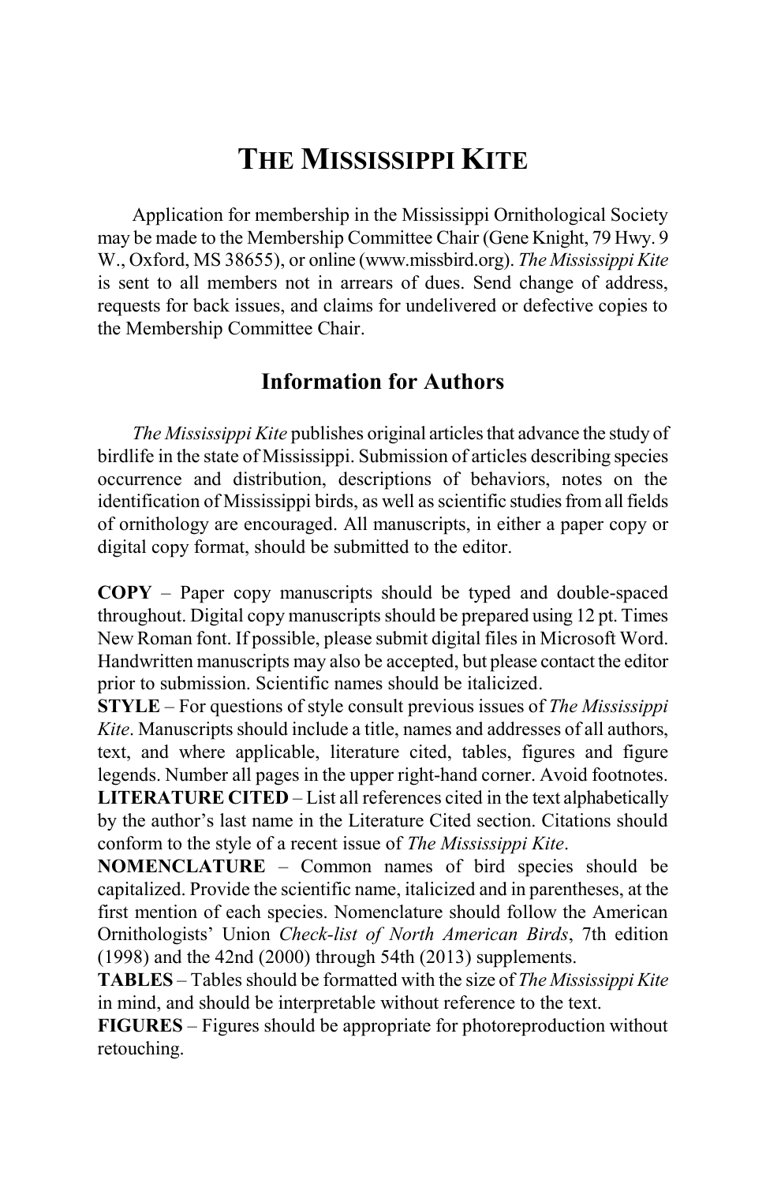# The Mississippi Kite

Application for membership in the Mississippi Ornithological Society may be made to the Membership Committee Chair (Gene Knight, 79 Hwy. 9 W., Oxford, MS 38655), or online (www.missbird.org). *The Mississippi Kite* is sent to all members not in arrears of dues. Send change of address, requests for back issues, and claims for undelivered or defective copies to the Membership Committee Chair.

## Information for Authors

*The Mississippi Kite* publishes original articles that advance the study of birdlife in the state of Mississippi. Submission of articles describing species occurrence and distribution, descriptions of behaviors, notes on the identification of Mississippi birds, as well as scientific studies from all fields of ornithology are encouraged. All manuscripts, in either a paper copy or digital copy format, should be submitted to the editor.

**COPY** – Paper copy manuscripts should be typed and double-spaced throughout. Digital copy manuscripts should be prepared using 12 pt. Times New Roman font. If possible, please submit digital files in Microsoft Word. Handwritten manuscripts may also be accepted, but please contact the editor prior to submission. Scientific names should be italicized.

**STYLE** – For questions of style consult previous issues of *The Mississippi Kite*. Manuscripts should include a title, names and addresses of all authors, text, and where applicable, literature cited, tables, figures and figure legends. Number all pages in the upper right-hand corner. Avoid footnotes.

**LITERATURE CITED** – List all references cited in the text alphabetically by the author's last name in the Literature Cited section. Citations should conform to the style of a recent issue of *The Mississippi Kite*.

**NOMENCLATURE** – Common names of bird species should be capitalized. Provide the scientific name, italicized and in parentheses, at the first mention of each species. Nomenclature should follow the American Ornithologists' Union *Check-list of North American Birds*, 7th edition (1998) and the 42nd (2000) through 54th (2013) supplements.

**TABLES** – Tables should be formatted with the size of *The Mississippi Kite* in mind, and should be interpretable without reference to the text.

**FIGURES** – Figures should be appropriate for photoreproduction without retouching.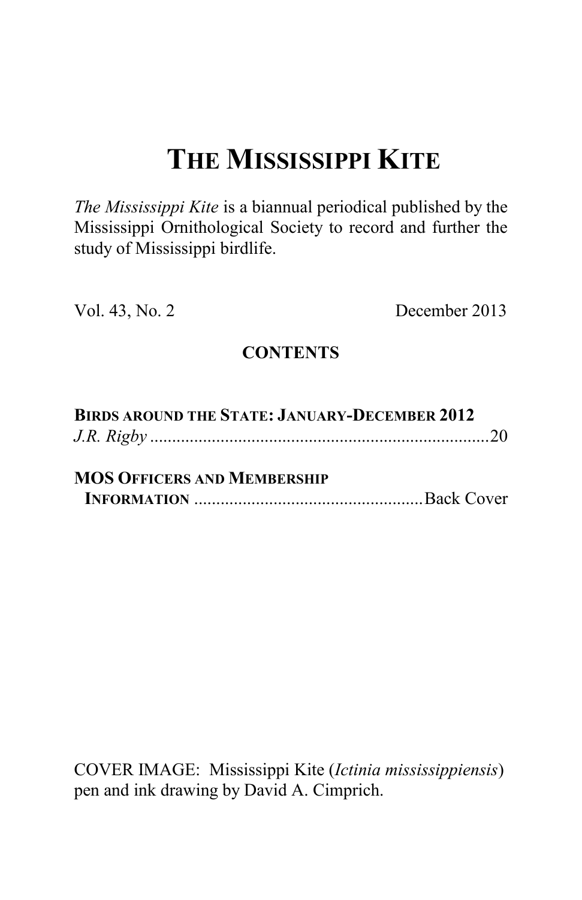# THE MISSISSIPPI KITE

*The Mississippi Kite* is a biannual periodical published by the Mississippi Ornithological Society to record and further the study of Mississippi birdlife.

Vol. 43, No. 2 December 2013

**CONTENTS**

**BIRDS AROUND THE STATE: JANUARY-DECEMBER 2012**
*J.R. Rigby* ............................................................................20

**MOS OFFICERS AND MEMBERSHIP INFORMATION** ....................................................Back Cover

COVER IMAGE: Mississippi Kite (*Ictinia mississippiensis*) pen and ink drawing by David A. Cimprich.